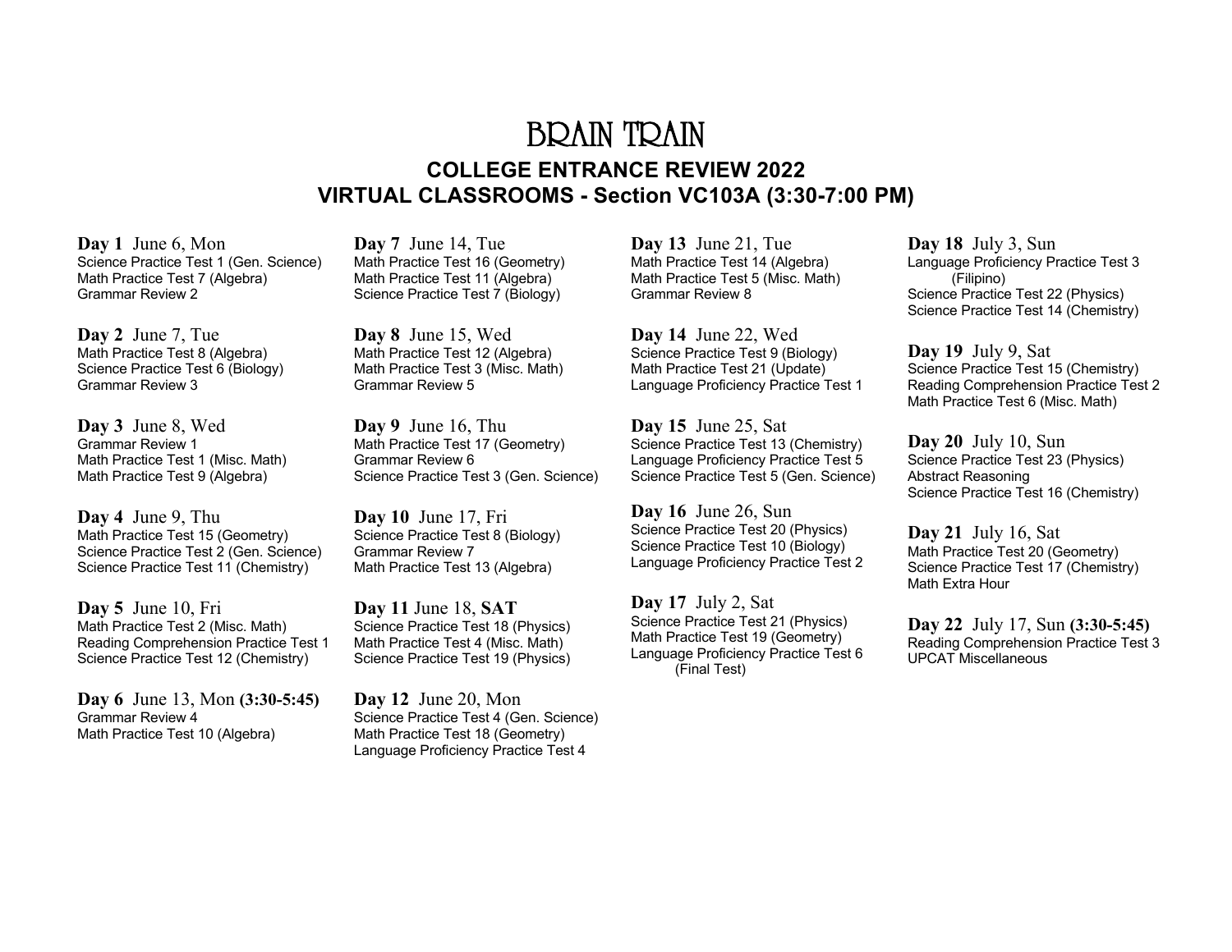# BRAIN TRAIN

## COLLEGE ENTRANCE REVIEW 2022

## VIRTUAL CLASSROOMS - Section VC103A (3:30-7:00 PM)

**Day 1** June 6, Mon
Science Practice Test 1 (Gen. Science)
Math Practice Test 7 (Algebra)
Grammar Review 2

**Day 2** June 7, Tue
Math Practice Test 8 (Algebra)
Science Practice Test 6 (Biology)
Grammar Review 3

**Day 3** June 8, Wed
Grammar Review 1
Math Practice Test 1 (Misc. Math)
Math Practice Test 9 (Algebra)

**Day 4** June 9, Thu
Math Practice Test 15 (Geometry)
Science Practice Test 2 (Gen. Science)
Science Practice Test 11 (Chemistry)

**Day 5** June 10, Fri
Math Practice Test 2 (Misc. Math)
Reading Comprehension Practice Test 1
Science Practice Test 12 (Chemistry)

**Day 6** June 13, Mon **(3:30-5:45)**
Grammar Review 4
Math Practice Test 10 (Algebra)

**Day 7** June 14, Tue
Math Practice Test 16 (Geometry)
Math Practice Test 11 (Algebra)
Science Practice Test 7 (Biology)

**Day 8** June 15, Wed
Math Practice Test 12 (Algebra)
Math Practice Test 3 (Misc. Math)
Grammar Review 5

**Day 9** June 16, Thu
Math Practice Test 17 (Geometry)
Grammar Review 6
Science Practice Test 3 (Gen. Science)

**Day 10** June 17, Fri
Science Practice Test 8 (Biology)
Grammar Review 7
Math Practice Test 13 (Algebra)

**Day 11** June 18, **SAT**
Science Practice Test 18 (Physics)
Math Practice Test 4 (Misc. Math)
Science Practice Test 19 (Physics)

**Day 12** June 20, Mon
Science Practice Test 4 (Gen. Science)
Math Practice Test 18 (Geometry)
Language Proficiency Practice Test 4

**Day 13** June 21, Tue
Math Practice Test 14 (Algebra)
Math Practice Test 5 (Misc. Math)
Grammar Review 8

**Day 14** June 22, Wed
Science Practice Test 9 (Biology)
Math Practice Test 21 (Update)
Language Proficiency Practice Test 1

**Day 15** June 25, Sat
Science Practice Test 13 (Chemistry)
Language Proficiency Practice Test 5
Science Practice Test 5 (Gen. Science)

**Day 16** June 26, Sun
Science Practice Test 20 (Physics)
Science Practice Test 10 (Biology)
Language Proficiency Practice Test 2

**Day 17** July 2, Sat
Science Practice Test 21 (Physics)
Math Practice Test 19 (Geometry)
Language Proficiency Practice Test 6 (Final Test)

**Day 18** July 3, Sun
Language Proficiency Practice Test 3 (Filipino)
Science Practice Test 22 (Physics)
Science Practice Test 14 (Chemistry)

**Day 19** July 9, Sat
Science Practice Test 15 (Chemistry)
Reading Comprehension Practice Test 2
Math Practice Test 6 (Misc. Math)

**Day 20** July 10, Sun
Science Practice Test 23 (Physics)
Abstract Reasoning
Science Practice Test 16 (Chemistry)

**Day 21** July 16, Sat
Math Practice Test 20 (Geometry)
Science Practice Test 17 (Chemistry)
Math Extra Hour

**Day 22** July 17, Sun **(3:30-5:45)**
Reading Comprehension Practice Test 3
UPCAT Miscellaneous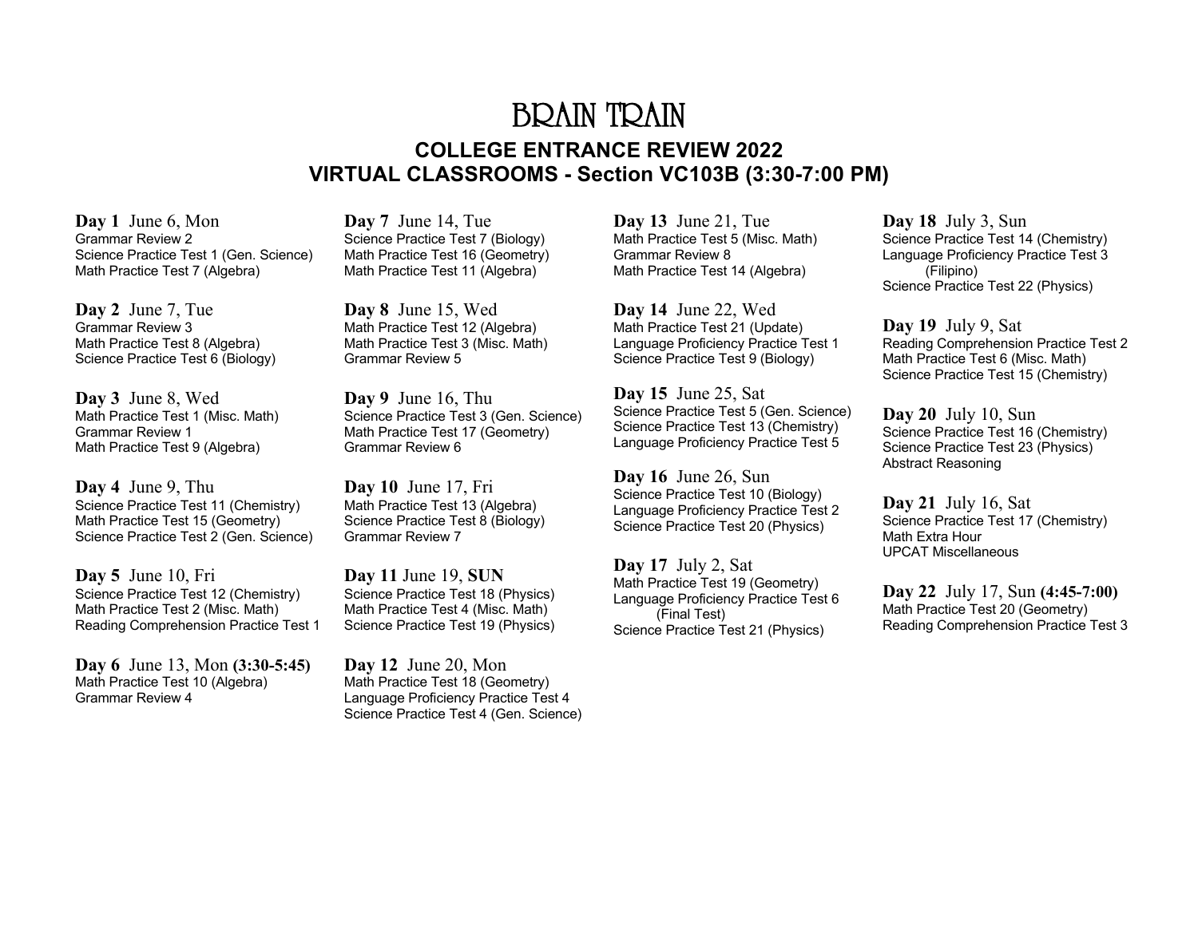# BRAIN TRAIN

## COLLEGE ENTRANCE REVIEW 2022
## VIRTUAL CLASSROOMS - Section VC103B (3:30-7:00 PM)

**Day 1** June 6, Mon
Grammar Review 2
Science Practice Test 1 (Gen. Science)
Math Practice Test 7 (Algebra)

**Day 2** June 7, Tue
Grammar Review 3
Math Practice Test 8 (Algebra)
Science Practice Test 6 (Biology)

**Day 3** June 8, Wed
Math Practice Test 1 (Misc. Math)
Grammar Review 1
Math Practice Test 9 (Algebra)

**Day 4** June 9, Thu
Science Practice Test 11 (Chemistry)
Math Practice Test 15 (Geometry)
Science Practice Test 2 (Gen. Science)

**Day 5** June 10, Fri
Science Practice Test 12 (Chemistry)
Math Practice Test 2 (Misc. Math)
Reading Comprehension Practice Test 1

**Day 6** June 13, Mon **(3:30-5:45)**
Math Practice Test 10 (Algebra)
Grammar Review 4

**Day 7** June 14, Tue
Science Practice Test 7 (Biology)
Math Practice Test 16 (Geometry)
Math Practice Test 11 (Algebra)

**Day 8** June 15, Wed
Math Practice Test 12 (Algebra)
Math Practice Test 3 (Misc. Math)
Grammar Review 5

**Day 9** June 16, Thu
Science Practice Test 3 (Gen. Science)
Math Practice Test 17 (Geometry)
Grammar Review 6

**Day 10** June 17, Fri
Math Practice Test 13 (Algebra)
Science Practice Test 8 (Biology)
Grammar Review 7

**Day 11** June 19, **SUN**
Science Practice Test 18 (Physics)
Math Practice Test 4 (Misc. Math)
Science Practice Test 19 (Physics)

**Day 12** June 20, Mon
Math Practice Test 18 (Geometry)
Language Proficiency Practice Test 4
Science Practice Test 4 (Gen. Science)

**Day 13** June 21, Tue
Math Practice Test 5 (Misc. Math)
Grammar Review 8
Math Practice Test 14 (Algebra)

**Day 14** June 22, Wed
Math Practice Test 21 (Update)
Language Proficiency Practice Test 1
Science Practice Test 9 (Biology)

**Day 15** June 25, Sat
Science Practice Test 5 (Gen. Science)
Science Practice Test 13 (Chemistry)
Language Proficiency Practice Test 5

**Day 16** June 26, Sun
Science Practice Test 10 (Biology)
Language Proficiency Practice Test 2
Science Practice Test 20 (Physics)

**Day 17** July 2, Sat
Math Practice Test 19 (Geometry)
Language Proficiency Practice Test 6 (Final Test)
Science Practice Test 21 (Physics)

**Day 18** July 3, Sun
Science Practice Test 14 (Chemistry)
Language Proficiency Practice Test 3 (Filipino)
Science Practice Test 22 (Physics)

**Day 19** July 9, Sat
Reading Comprehension Practice Test 2
Math Practice Test 6 (Misc. Math)
Science Practice Test 15 (Chemistry)

**Day 20** July 10, Sun
Science Practice Test 16 (Chemistry)
Science Practice Test 23 (Physics)
Abstract Reasoning

**Day 21** July 16, Sat
Science Practice Test 17 (Chemistry)
Math Extra Hour
UPCAT Miscellaneous

**Day 22** July 17, Sun **(4:45-7:00)**
Math Practice Test 20 (Geometry)
Reading Comprehension Practice Test 3